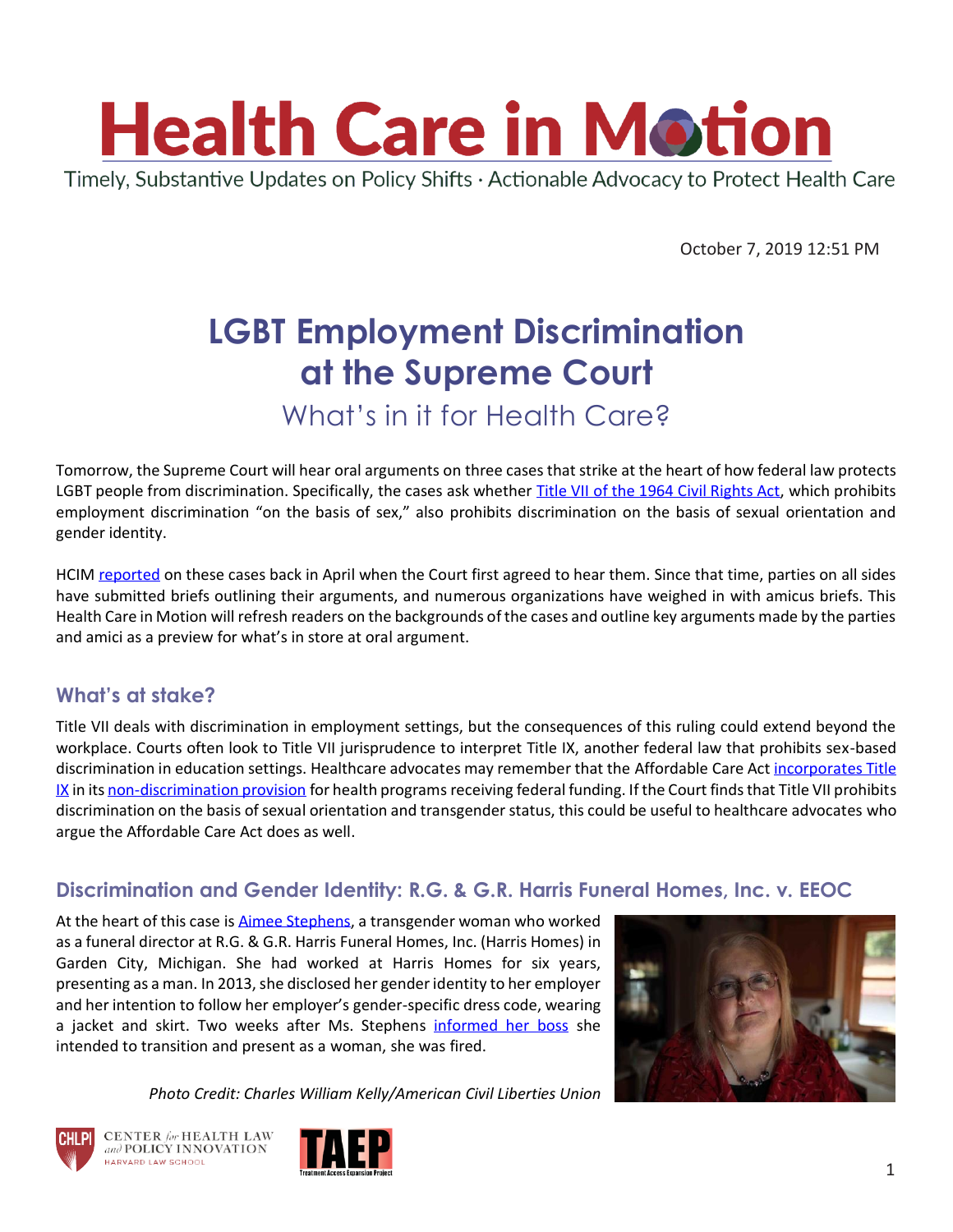# Health Care in Motion

Timely, Substantive Updates on Policy Shifts · Actionable Advocacy to Protect Health Care

October 7, 2019 12:51 PM

## LGBT Employment Discrimination at the Supreme Court

### What's in it for Health Care?

Tomorrow, the Supreme Court will hear oral arguments on three cases that strike at the heart of how federal law protects LGBT people from discrimination. Specifically, the cases ask whether Title VII of the 1964 Civil Rights Act, which prohibits employment discrimination "on the basis of sex," also prohibits discrimination on the basis of sexual orientation and gender identity.

HCIM reported on these cases back in April when the Court first agreed to hear them. Since that time, parties on all sides have submitted briefs outlining their arguments, and numerous organizations have weighed in with amicus briefs. This Health Care in Motion will refresh readers on the backgrounds of the cases and outline key arguments made by the parties and amici as a preview for what's in store at oral argument.

### What's at stake?

Title VII deals with discrimination in employment settings, but the consequences of this ruling could extend beyond the workplace. Courts often look to Title VII jurisprudence to interpret Title IX, another federal law that prohibits sex-based discrimination in education settings. Healthcare advocates may remember that the Affordable Care Act incorporates Title IX in its non-discrimination provision for health programs receiving federal funding. If the Court finds that Title VII prohibits discrimination on the basis of sexual orientation and transgender status, this could be useful to healthcare advocates who argue the Affordable Care Act does as well.

### Discrimination and Gender Identity: R.G. & G.R. Harris Funeral Homes, Inc. v. EEOC

At the heart of this case is Aimee Stephens, a transgender woman who worked as a funeral director at R.G. & G.R. Harris Funeral Homes, Inc. (Harris Homes) in Garden City, Michigan. She had worked at Harris Homes for six years, presenting as a man. In 2013, she disclosed her gender identity to her employer and her intention to follow her employer's gender-specific dress code, wearing a jacket and skirt. Two weeks after Ms. Stephens informed her boss she intended to transition and present as a woman, she was fired.

*Photo Credit: Charles William Kelly/American Civil Liberties Union*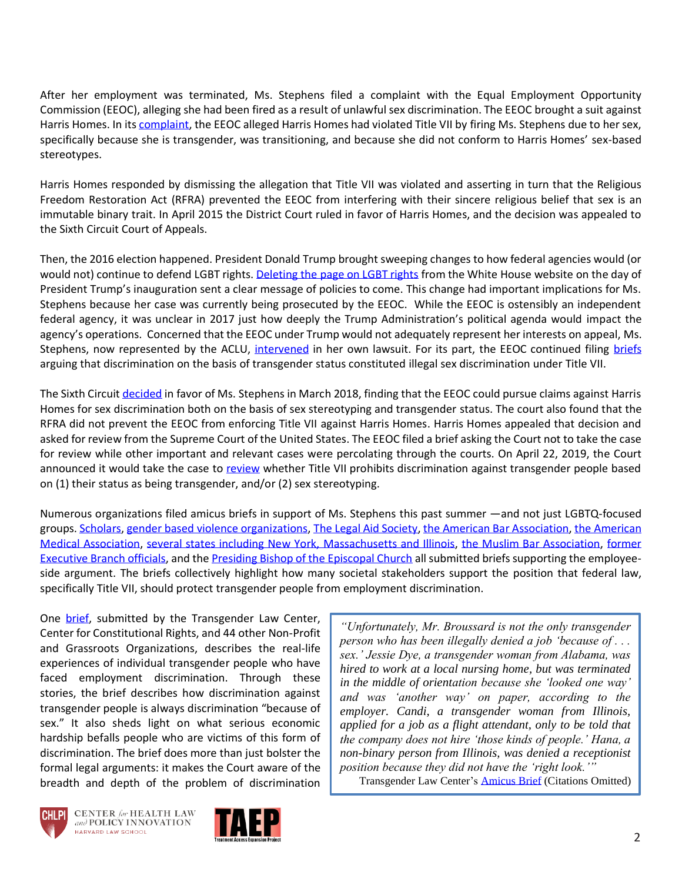After her employment was terminated, Ms. Stephens filed a complaint with the Equal Employment Opportunity Commission (EEOC), alleging she had been fired as a result of unlawful sex discrimination. The EEOC brought a suit against Harris Homes. In its complaint, the EEOC alleged Harris Homes had violated Title VII by firing Ms. Stephens due to her sex, specifically because she is transgender, was transitioning, and because she did not conform to Harris Homes' sex-based stereotypes.

Harris Homes responded by dismissing the allegation that Title VII was violated and asserting in turn that the Religious Freedom Restoration Act (RFRA) prevented the EEOC from interfering with their sincere religious belief that sex is an immutable binary trait. In April 2015 the District Court ruled in favor of Harris Homes, and the decision was appealed to the Sixth Circuit Court of Appeals.

Then, the 2016 election happened. President Donald Trump brought sweeping changes to how federal agencies would (or would not) continue to defend LGBT rights. Deleting the page on LGBT rights from the White House website on the day of President Trump's inauguration sent a clear message of policies to come. This change had important implications for Ms. Stephens because her case was currently being prosecuted by the EEOC. While the EEOC is ostensibly an independent federal agency, it was unclear in 2017 just how deeply the Trump Administration's political agenda would impact the agency's operations. Concerned that the EEOC under Trump would not adequately represent her interests on appeal, Ms. Stephens, now represented by the ACLU, intervened in her own lawsuit. For its part, the EEOC continued filing briefs arguing that discrimination on the basis of transgender status constituted illegal sex discrimination under Title VII.

The Sixth Circuit decided in favor of Ms. Stephens in March 2018, finding that the EEOC could pursue claims against Harris Homes for sex discrimination both on the basis of sex stereotyping and transgender status. The court also found that the RFRA did not prevent the EEOC from enforcing Title VII against Harris Homes. Harris Homes appealed that decision and asked for review from the Supreme Court of the United States. The EEOC filed a brief asking the Court not to take the case for review while other important and relevant cases were percolating through the courts. On April 22, 2019, the Court announced it would take the case to review whether Title VII prohibits discrimination against transgender people based on (1) their status as being transgender, and/or (2) sex stereotyping.

Numerous organizations filed amicus briefs in support of Ms. Stephens this past summer —and not just LGBTQ-focused groups. Scholars, gender based violence organizations, The Legal Aid Society, the American Bar Association, the American Medical Association, several states including New York, Massachusetts and Illinois, the Muslim Bar Association, former Executive Branch officials, and the Presiding Bishop of the Episcopal Church all submitted briefs supporting the employee-side argument. The briefs collectively highlight how many societal stakeholders support the position that federal law, specifically Title VII, should protect transgender people from employment discrimination.

One brief, submitted by the Transgender Law Center, Center for Constitutional Rights, and 44 other Non-Profit and Grassroots Organizations, describes the real-life experiences of individual transgender people who have faced employment discrimination. Through these stories, the brief describes how discrimination against transgender people is always discrimination "because of sex." It also sheds light on what serious economic hardship befalls people who are victims of this form of discrimination. The brief does more than just bolster the formal legal arguments: it makes the Court aware of the breadth and depth of the problem of discrimination

> *"Unfortunately, Mr. Broussard is not the only transgender person who has been illegally denied a job 'because of . . . sex.' Jessie Dye, a transgender woman from Alabama, was hired to work at a local nursing home, but was terminated in the middle of orientation because she 'looked one way' and was 'another way' on paper, according to the employer. Candi, a transgender woman from Illinois, applied for a job as a flight attendant, only to be told that the company does not hire 'those kinds of people.' Hana, a non-binary person from Illinois, was denied a receptionist position because they did not have the 'right look.'"*
>
> Transgender Law Center's Amicus Brief (Citations Omitted)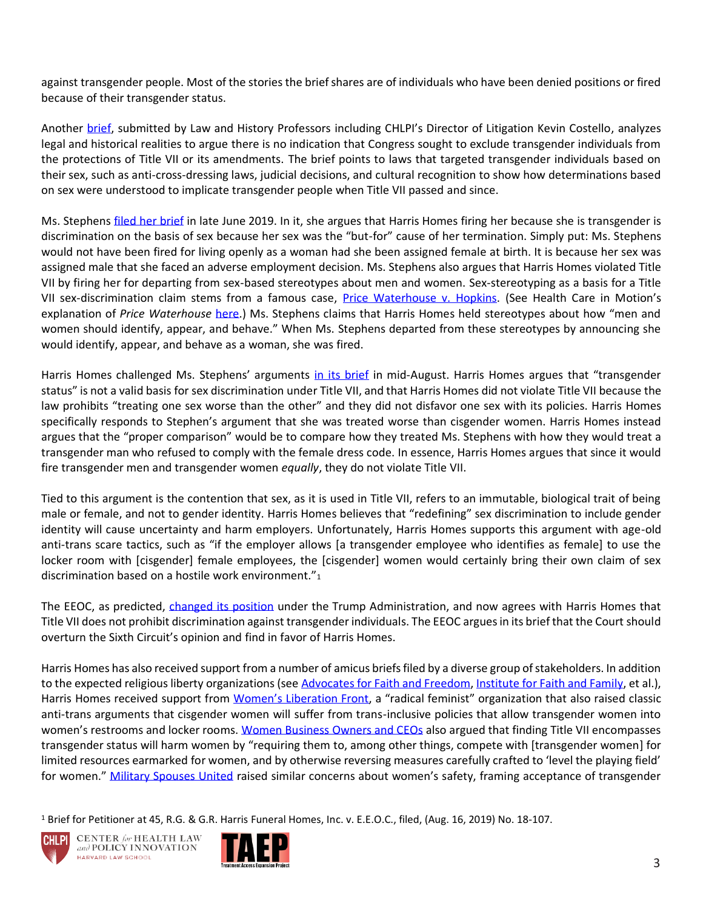against transgender people. Most of the stories the brief shares are of individuals who have been denied positions or fired because of their transgender status.

Another brief, submitted by Law and History Professors including CHLPI's Director of Litigation Kevin Costello, analyzes legal and historical realities to argue there is no indication that Congress sought to exclude transgender individuals from the protections of Title VII or its amendments. The brief points to laws that targeted transgender individuals based on their sex, such as anti-cross-dressing laws, judicial decisions, and cultural recognition to show how determinations based on sex were understood to implicate transgender people when Title VII passed and since.

Ms. Stephens filed her brief in late June 2019. In it, she argues that Harris Homes firing her because she is transgender is discrimination on the basis of sex because her sex was the "but-for" cause of her termination. Simply put: Ms. Stephens would not have been fired for living openly as a woman had she been assigned female at birth. It is because her sex was assigned male that she faced an adverse employment decision. Ms. Stephens also argues that Harris Homes violated Title VII by firing her for departing from sex-based stereotypes about men and women. Sex-stereotyping as a basis for a Title VII sex-discrimination claim stems from a famous case, Price Waterhouse v. Hopkins. (See Health Care in Motion's explanation of *Price Waterhouse* here.) Ms. Stephens claims that Harris Homes held stereotypes about how "men and women should identify, appear, and behave." When Ms. Stephens departed from these stereotypes by announcing she would identify, appear, and behave as a woman, she was fired.

Harris Homes challenged Ms. Stephens' arguments in its brief in mid-August. Harris Homes argues that "transgender status" is not a valid basis for sex discrimination under Title VII, and that Harris Homes did not violate Title VII because the law prohibits "treating one sex worse than the other" and they did not disfavor one sex with its policies. Harris Homes specifically responds to Stephen's argument that she was treated worse than cisgender women. Harris Homes instead argues that the "proper comparison" would be to compare how they treated Ms. Stephens with how they would treat a transgender man who refused to comply with the female dress code. In essence, Harris Homes argues that since it would fire transgender men and transgender women *equally*, they do not violate Title VII.

Tied to this argument is the contention that sex, as it is used in Title VII, refers to an immutable, biological trait of being male or female, and not to gender identity. Harris Homes believes that "redefining" sex discrimination to include gender identity will cause uncertainty and harm employers. Unfortunately, Harris Homes supports this argument with age-old anti-trans scare tactics, such as "if the employer allows [a transgender employee who identifies as female] to use the locker room with [cisgender] female employees, the [cisgender] women would certainly bring their own claim of sex discrimination based on a hostile work environment."[1]

The EEOC, as predicted, changed its position under the Trump Administration, and now agrees with Harris Homes that Title VII does not prohibit discrimination against transgender individuals. The EEOC argues in its brief that the Court should overturn the Sixth Circuit's opinion and find in favor of Harris Homes.

Harris Homes has also received support from a number of amicus briefs filed by a diverse group of stakeholders. In addition to the expected religious liberty organizations (see Advocates for Faith and Freedom, Institute for Faith and Family, et al.), Harris Homes received support from Women's Liberation Front, a "radical feminist" organization that also raised classic anti-trans arguments that cisgender women will suffer from trans-inclusive policies that allow transgender women into women's restrooms and locker rooms. Women Business Owners and CEOs also argued that finding Title VII encompasses transgender status will harm women by "requiring them to, among other things, compete with [transgender women] for limited resources earmarked for women, and by otherwise reversing measures carefully crafted to 'level the playing field' for women." Military Spouses United raised similar concerns about women's safety, framing acceptance of transgender

[1] Brief for Petitioner at 45, R.G. & G.R. Harris Funeral Homes, Inc. v. E.E.O.C., filed, (Aug. 16, 2019) No. 18-107.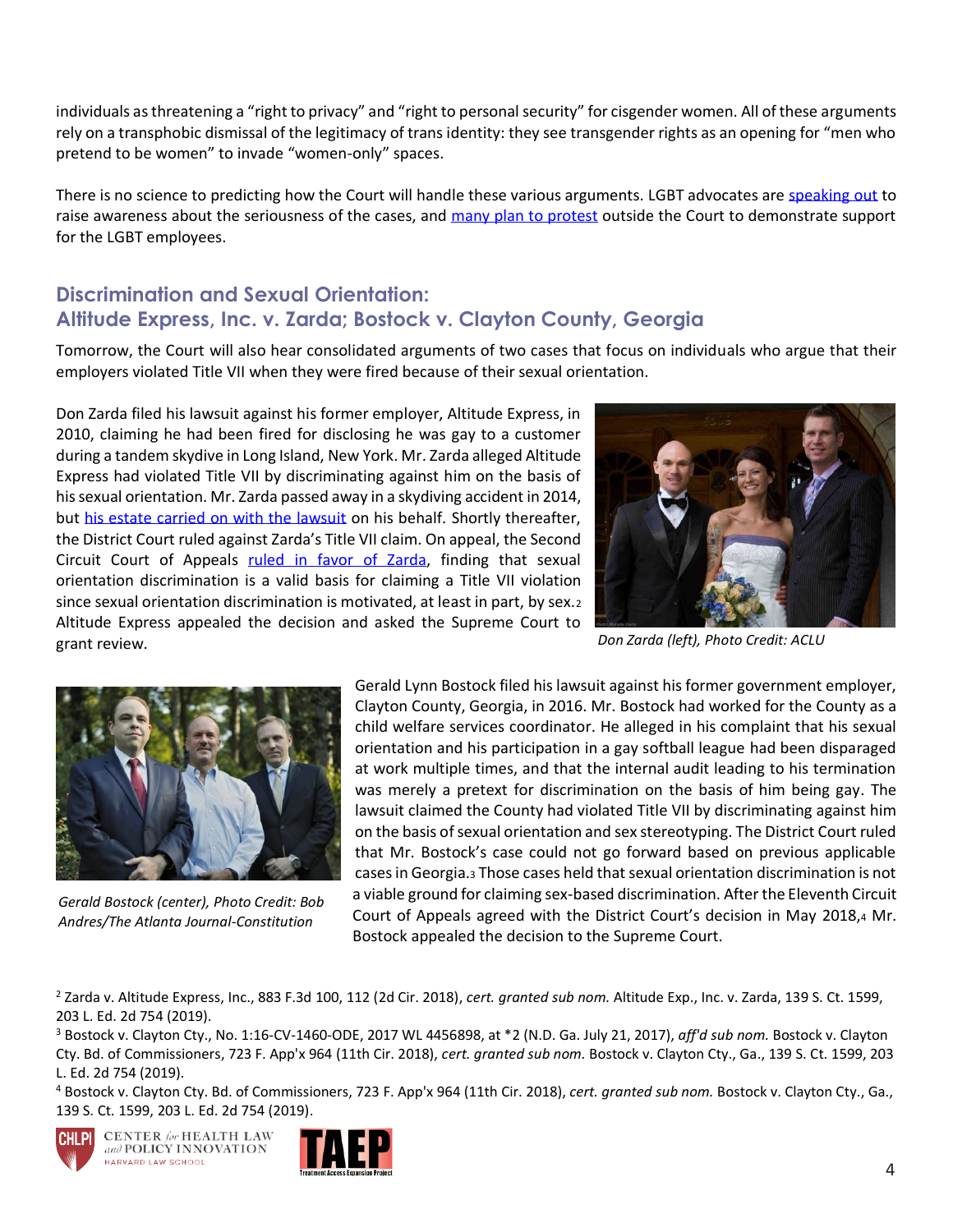individuals as threatening a "right to privacy" and "right to personal security" for cisgender women. All of these arguments rely on a transphobic dismissal of the legitimacy of trans identity: they see transgender rights as an opening for "men who pretend to be women" to invade "women-only" spaces.

There is no science to predicting how the Court will handle these various arguments. LGBT advocates are speaking out to raise awareness about the seriousness of the cases, and many plan to protest outside the Court to demonstrate support for the LGBT employees.

## Discrimination and Sexual Orientation: Altitude Express, Inc. v. Zarda; Bostock v. Clayton County, Georgia

Tomorrow, the Court will also hear consolidated arguments of two cases that focus on individuals who argue that their employers violated Title VII when they were fired because of their sexual orientation.

Don Zarda filed his lawsuit against his former employer, Altitude Express, in 2010, claiming he had been fired for disclosing he was gay to a customer during a tandem skydive in Long Island, New York. Mr. Zarda alleged Altitude Express had violated Title VII by discriminating against him on the basis of his sexual orientation. Mr. Zarda passed away in a skydiving accident in 2014, but his estate carried on with the lawsuit on his behalf. Shortly thereafter, the District Court ruled against Zarda's Title VII claim. On appeal, the Second Circuit Court of Appeals ruled in favor of Zarda, finding that sexual orientation discrimination is a valid basis for claiming a Title VII violation since sexual orientation discrimination is motivated, at least in part, by sex.[2] Altitude Express appealed the decision and asked the Supreme Court to grant review.

*Don Zarda (left), Photo Credit: ACLU*

Gerald Lynn Bostock filed his lawsuit against his former government employer, Clayton County, Georgia, in 2016. Mr. Bostock had worked for the County as a child welfare services coordinator. He alleged in his complaint that his sexual orientation and his participation in a gay softball league had been disparaged at work multiple times, and that the internal audit leading to his termination was merely a pretext for discrimination on the basis of him being gay. The lawsuit claimed the County had violated Title VII by discriminating against him on the basis of sexual orientation and sex stereotyping. The District Court ruled that Mr. Bostock's case could not go forward based on previous applicable cases in Georgia.[3] Those cases held that sexual orientation discrimination is not a viable ground for claiming sex-based discrimination. After the Eleventh Circuit Court of Appeals agreed with the District Court's decision in May 2018,[4] Mr. Bostock appealed the decision to the Supreme Court.

*Gerald Bostock (center), Photo Credit: Bob Andres/The Atlanta Journal-Constitution*

---

[2] Zarda v. Altitude Express, Inc., 883 F.3d 100, 112 (2d Cir. 2018), *cert. granted sub nom.* Altitude Exp., Inc. v. Zarda, 139 S. Ct. 1599, 203 L. Ed. 2d 754 (2019).

[3] Bostock v. Clayton Cty., No. 1:16-CV-1460-ODE, 2017 WL 4456898, at *2 (N.D. Ga. July 21, 2017), *aff'd sub nom.* Bostock v. Clayton Cty. Bd. of Commissioners, 723 F. App'x 964 (11th Cir. 2018), *cert. granted sub nom.* Bostock v. Clayton Cty., Ga., 139 S. Ct. 1599, 203 L. Ed. 2d 754 (2019).

[4] Bostock v. Clayton Cty. Bd. of Commissioners, 723 F. App'x 964 (11th Cir. 2018), *cert. granted sub nom.* Bostock v. Clayton Cty., Ga., 139 S. Ct. 1599, 203 L. Ed. 2d 754 (2019).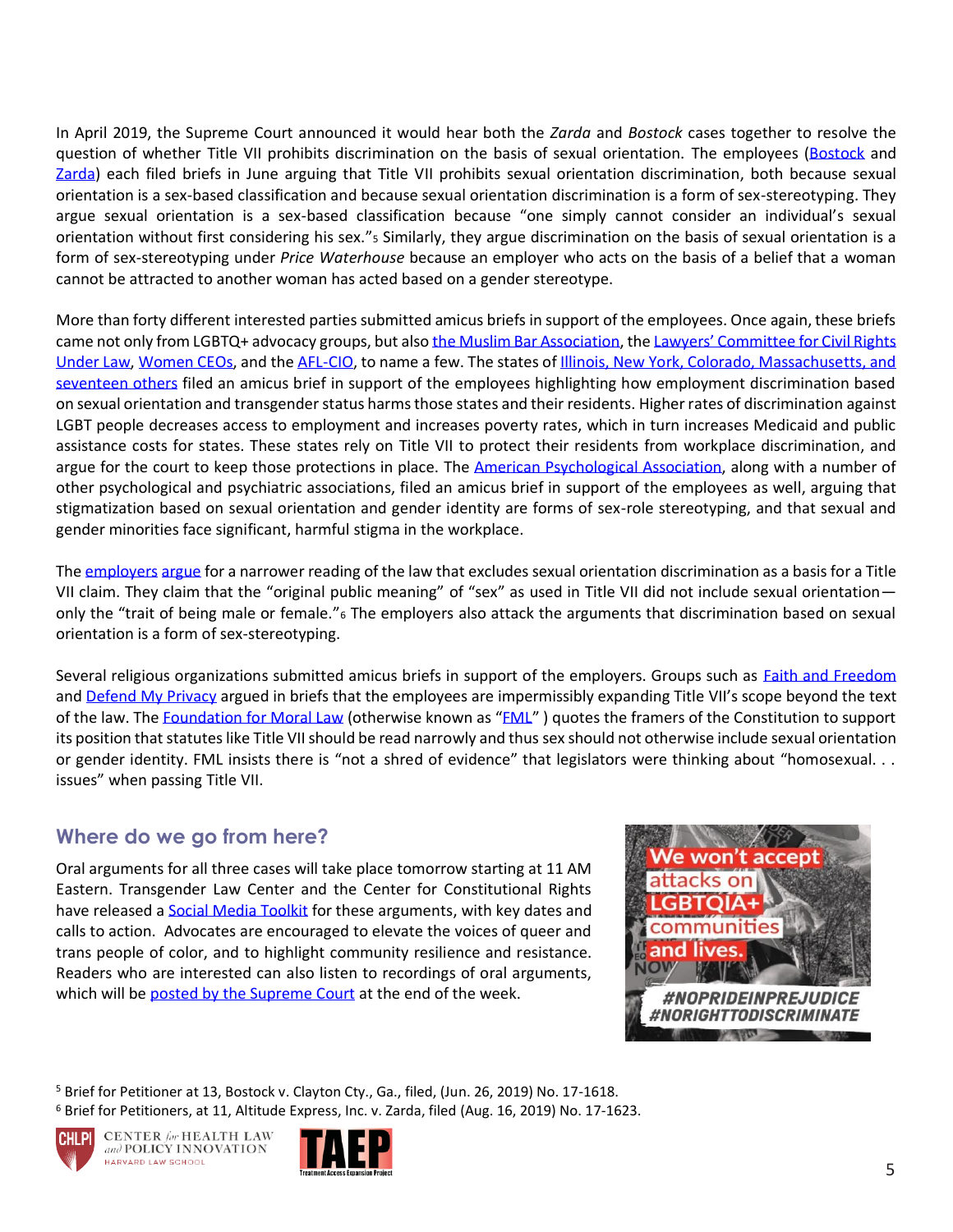In April 2019, the Supreme Court announced it would hear both the *Zarda* and *Bostock* cases together to resolve the question of whether Title VII prohibits discrimination on the basis of sexual orientation. The employees (Bostock and Zarda) each filed briefs in June arguing that Title VII prohibits sexual orientation discrimination, both because sexual orientation is a sex-based classification and because sexual orientation discrimination is a form of sex-stereotyping. They argue sexual orientation is a sex-based classification because "one simply cannot consider an individual's sexual orientation without first considering his sex."[5] Similarly, they argue discrimination on the basis of sexual orientation is a form of sex-stereotyping under *Price Waterhouse* because an employer who acts on the basis of a belief that a woman cannot be attracted to another woman has acted based on a gender stereotype.

More than forty different interested parties submitted amicus briefs in support of the employees. Once again, these briefs came not only from LGBTQ+ advocacy groups, but also the Muslim Bar Association, the Lawyers' Committee for Civil Rights Under Law, Women CEOs, and the AFL-CIO, to name a few. The states of Illinois, New York, Colorado, Massachusetts, and seventeen others filed an amicus brief in support of the employees highlighting how employment discrimination based on sexual orientation and transgender status harms those states and their residents. Higher rates of discrimination against LGBT people decreases access to employment and increases poverty rates, which in turn increases Medicaid and public assistance costs for states. These states rely on Title VII to protect their residents from workplace discrimination, and argue for the court to keep those protections in place. The American Psychological Association, along with a number of other psychological and psychiatric associations, filed an amicus brief in support of the employees as well, arguing that stigmatization based on sexual orientation and gender identity are forms of sex-role stereotyping, and that sexual and gender minorities face significant, harmful stigma in the workplace.

The employers argue for a narrower reading of the law that excludes sexual orientation discrimination as a basis for a Title VII claim. They claim that the "original public meaning" of "sex" as used in Title VII did not include sexual orientation—only the "trait of being male or female."[6] The employers also attack the arguments that discrimination based on sexual orientation is a form of sex-stereotyping.

Several religious organizations submitted amicus briefs in support of the employers. Groups such as Faith and Freedom and Defend My Privacy argued in briefs that the employees are impermissibly expanding Title VII's scope beyond the text of the law. The Foundation for Moral Law (otherwise known as "FML" ) quotes the framers of the Constitution to support its position that statutes like Title VII should be read narrowly and thus sex should not otherwise include sexual orientation or gender identity. FML insists there is "not a shred of evidence" that legislators were thinking about "homosexual. . . issues" when passing Title VII.

## Where do we go from here?

Oral arguments for all three cases will take place tomorrow starting at 11 AM Eastern. Transgender Law Center and the Center for Constitutional Rights have released a Social Media Toolkit for these arguments, with key dates and calls to action. Advocates are encouraged to elevate the voices of queer and trans people of color, and to highlight community resilience and resistance. Readers who are interested can also listen to recordings of oral arguments, which will be posted by the Supreme Court at the end of the week.

We won't accept attacks on LGBTQIA+ communities and lives.

#NOPRIDEINPREJUDICE
#NORIGHTTODISCRIMINATE

[5] Brief for Petitioner at 13, Bostock v. Clayton Cty., Ga., filed, (Jun. 26, 2019) No. 17-1618.
[6] Brief for Petitioners, at 11, Altitude Express, Inc. v. Zarda, filed (Aug. 16, 2019) No. 17-1623.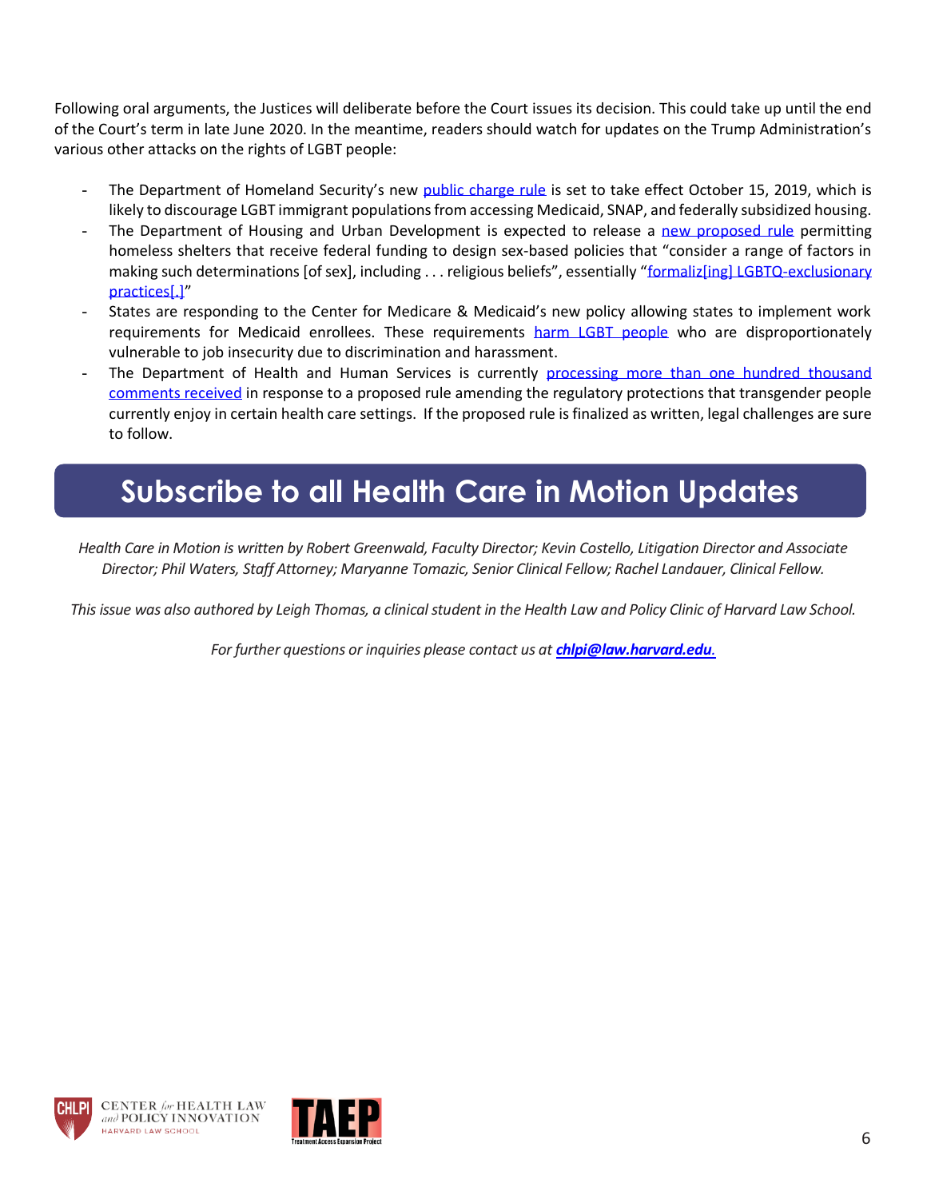Following oral arguments, the Justices will deliberate before the Court issues its decision. This could take up until the end of the Court's term in late June 2020. In the meantime, readers should watch for updates on the Trump Administration's various other attacks on the rights of LGBT people:

- The Department of Homeland Security's new public charge rule is set to take effect October 15, 2019, which is likely to discourage LGBT immigrant populations from accessing Medicaid, SNAP, and federally subsidized housing.
- The Department of Housing and Urban Development is expected to release a new proposed rule permitting homeless shelters that receive federal funding to design sex-based policies that "consider a range of factors in making such determinations [of sex], including . . . religious beliefs", essentially "formaliz[ing] LGBTQ-exclusionary practices[.]"
- States are responding to the Center for Medicare & Medicaid's new policy allowing states to implement work requirements for Medicaid enrollees. These requirements harm LGBT people who are disproportionately vulnerable to job insecurity due to discrimination and harassment.
- The Department of Health and Human Services is currently processing more than one hundred thousand comments received in response to a proposed rule amending the regulatory protections that transgender people currently enjoy in certain health care settings. If the proposed rule is finalized as written, legal challenges are sure to follow.

## Subscribe to all Health Care in Motion Updates

*Health Care in Motion is written by Robert Greenwald, Faculty Director; Kevin Costello, Litigation Director and Associate Director; Phil Waters, Staff Attorney; Maryanne Tomazic, Senior Clinical Fellow; Rachel Landauer, Clinical Fellow.*

*This issue was also authored by Leigh Thomas, a clinical student in the Health Law and Policy Clinic of Harvard Law School.*

*For further questions or inquiries please contact us at **chlpi@law.harvard.edu.***

CHLPI CENTER for HEALTH LAW and POLICY INNOVATION HARVARD LAW SCHOOL

TAEP Treatment Access Expansion Project